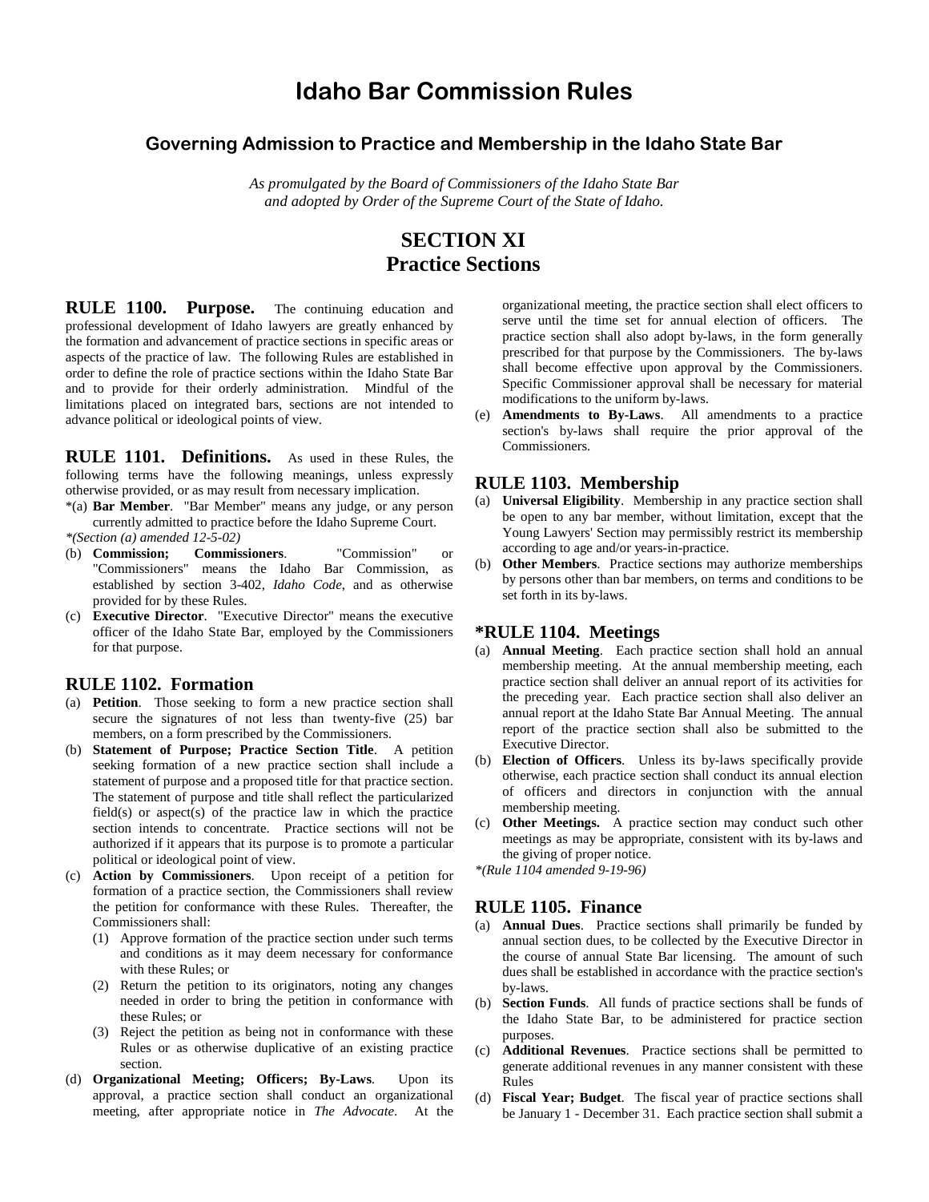# Idaho Bar Commission Rules

## Governing Admission to Practice and Membership in the Idaho State Bar

*As promulgated by the Board of Commissioners of the Idaho State Bar and adopted by Order of the Supreme Court of the State of Idaho.*

## SECTION XI
## Practice Sections

**RULE 1100. Purpose.** The continuing education and professional development of Idaho lawyers are greatly enhanced by the formation and advancement of practice sections in specific areas or aspects of the practice of law. The following Rules are established in order to define the role of practice sections within the Idaho State Bar and to provide for their orderly administration. Mindful of the limitations placed on integrated bars, sections are not intended to advance political or ideological points of view.

**RULE 1101. Definitions.** As used in these Rules, the following terms have the following meanings, unless expressly otherwise provided, or as may result from necessary implication.

*(a) **Bar Member**. "Bar Member" means any judge, or any person currently admitted to practice before the Idaho Supreme Court.

*\*(Section (a) amended 12-5-02)*

(b) **Commission; Commissioners**. "Commission" or "Commissioners" means the Idaho Bar Commission, as established by section 3-402, *Idaho Code*, and as otherwise provided for by these Rules.

(c) **Executive Director**. "Executive Director" means the executive officer of the Idaho State Bar, employed by the Commissioners for that purpose.

### RULE 1102. Formation

(a) **Petition**. Those seeking to form a new practice section shall secure the signatures of not less than twenty-five (25) bar members, on a form prescribed by the Commissioners.

(b) **Statement of Purpose; Practice Section Title**. A petition seeking formation of a new practice section shall include a statement of purpose and a proposed title for that practice section. The statement of purpose and title shall reflect the particularized field(s) or aspect(s) of the practice law in which the practice section intends to concentrate. Practice sections will not be authorized if it appears that its purpose is to promote a particular political or ideological point of view.

(c) **Action by Commissioners**. Upon receipt of a petition for formation of a practice section, the Commissioners shall review the petition for conformance with these Rules. Thereafter, the Commissioners shall:
   (1) Approve formation of the practice section under such terms and conditions as it may deem necessary for conformance with these Rules; or
   (2) Return the petition to its originators, noting any changes needed in order to bring the petition in conformance with these Rules; or
   (3) Reject the petition as being not in conformance with these Rules or as otherwise duplicative of an existing practice section.

(d) **Organizational Meeting; Officers; By-Laws**. Upon its approval, a practice section shall conduct an organizational meeting, after appropriate notice in *The Advocate*. At the organizational meeting, the practice section shall elect officers to serve until the time set for annual election of officers. The practice section shall also adopt by-laws, in the form generally prescribed for that purpose by the Commissioners. The by-laws shall become effective upon approval by the Commissioners. Specific Commissioner approval shall be necessary for material modifications to the uniform by-laws.

(e) **Amendments to By-Laws**. All amendments to a practice section's by-laws shall require the prior approval of the Commissioners.

### RULE 1103. Membership

(a) **Universal Eligibility**. Membership in any practice section shall be open to any bar member, without limitation, except that the Young Lawyers' Section may permissibly restrict its membership according to age and/or years-in-practice.

(b) **Other Members**. Practice sections may authorize memberships by persons other than bar members, on terms and conditions to be set forth in its by-laws.

### *RULE 1104. Meetings

(a) **Annual Meeting**. Each practice section shall hold an annual membership meeting. At the annual membership meeting, each practice section shall deliver an annual report of its activities for the preceding year. Each practice section shall also deliver an annual report at the Idaho State Bar Annual Meeting. The annual report of the practice section shall also be submitted to the Executive Director.

(b) **Election of Officers**. Unless its by-laws specifically provide otherwise, each practice section shall conduct its annual election of officers and directors in conjunction with the annual membership meeting.

(c) **Other Meetings.** A practice section may conduct such other meetings as may be appropriate, consistent with its by-laws and the giving of proper notice.

*\*(Rule 1104 amended 9-19-96)*

### RULE 1105. Finance

(a) **Annual Dues**. Practice sections shall primarily be funded by annual section dues, to be collected by the Executive Director in the course of annual State Bar licensing. The amount of such dues shall be established in accordance with the practice section's by-laws.

(b) **Section Funds**. All funds of practice sections shall be funds of the Idaho State Bar, to be administered for practice section purposes.

(c) **Additional Revenues**. Practice sections shall be permitted to generate additional revenues in any manner consistent with these Rules

(d) **Fiscal Year; Budget**. The fiscal year of practice sections shall be January 1 - December 31. Each practice section shall submit a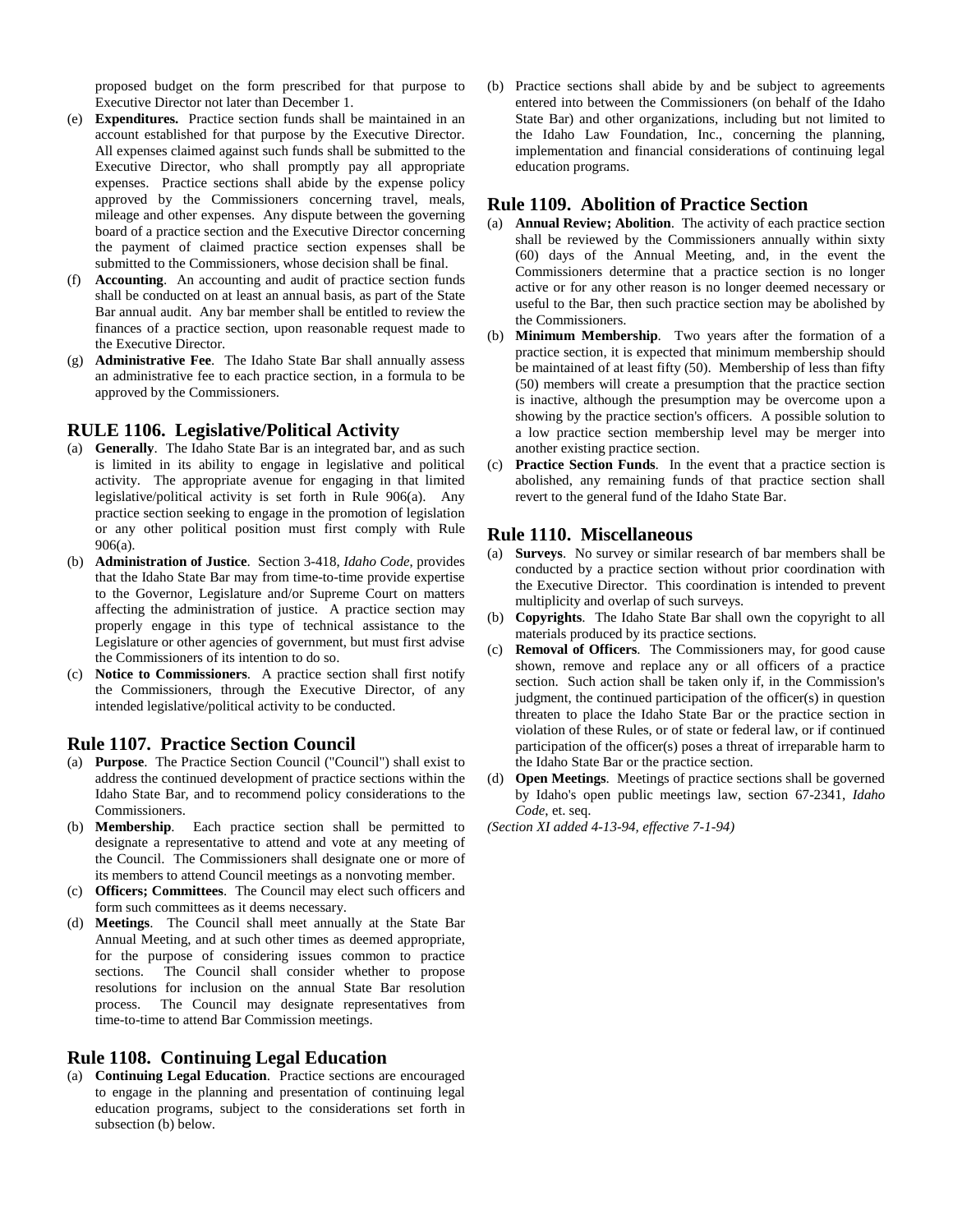proposed budget on the form prescribed for that purpose to Executive Director not later than December 1.

(e) **Expenditures.** Practice section funds shall be maintained in an account established for that purpose by the Executive Director. All expenses claimed against such funds shall be submitted to the Executive Director, who shall promptly pay all appropriate expenses. Practice sections shall abide by the expense policy approved by the Commissioners concerning travel, meals, mileage and other expenses. Any dispute between the governing board of a practice section and the Executive Director concerning the payment of claimed practice section expenses shall be submitted to the Commissioners, whose decision shall be final.

(f) **Accounting**. An accounting and audit of practice section funds shall be conducted on at least an annual basis, as part of the State Bar annual audit. Any bar member shall be entitled to review the finances of a practice section, upon reasonable request made to the Executive Director.

(g) **Administrative Fee**. The Idaho State Bar shall annually assess an administrative fee to each practice section, in a formula to be approved by the Commissioners.

## RULE 1106. Legislative/Political Activity

(a) **Generally**. The Idaho State Bar is an integrated bar, and as such is limited in its ability to engage in legislative and political activity. The appropriate avenue for engaging in that limited legislative/political activity is set forth in Rule 906(a). Any practice section seeking to engage in the promotion of legislation or any other political position must first comply with Rule 906(a).

(b) **Administration of Justice**. Section 3-418, *Idaho Code*, provides that the Idaho State Bar may from time-to-time provide expertise to the Governor, Legislature and/or Supreme Court on matters affecting the administration of justice. A practice section may properly engage in this type of technical assistance to the Legislature or other agencies of government, but must first advise the Commissioners of its intention to do so.

(c) **Notice to Commissioners**. A practice section shall first notify the Commissioners, through the Executive Director, of any intended legislative/political activity to be conducted.

## Rule 1107. Practice Section Council

(a) **Purpose**. The Practice Section Council ("Council") shall exist to address the continued development of practice sections within the Idaho State Bar, and to recommend policy considerations to the Commissioners.

(b) **Membership**. Each practice section shall be permitted to designate a representative to attend and vote at any meeting of the Council. The Commissioners shall designate one or more of its members to attend Council meetings as a nonvoting member.

(c) **Officers; Committees**. The Council may elect such officers and form such committees as it deems necessary.

(d) **Meetings**. The Council shall meet annually at the State Bar Annual Meeting, and at such other times as deemed appropriate, for the purpose of considering issues common to practice sections. The Council shall consider whether to propose resolutions for inclusion on the annual State Bar resolution process. The Council may designate representatives from time-to-time to attend Bar Commission meetings.

## Rule 1108. Continuing Legal Education

(a) **Continuing Legal Education**. Practice sections are encouraged to engage in the planning and presentation of continuing legal education programs, subject to the considerations set forth in subsection (b) below.

(b) Practice sections shall abide by and be subject to agreements entered into between the Commissioners (on behalf of the Idaho State Bar) and other organizations, including but not limited to the Idaho Law Foundation, Inc., concerning the planning, implementation and financial considerations of continuing legal education programs.

## Rule 1109. Abolition of Practice Section

(a) **Annual Review; Abolition**. The activity of each practice section shall be reviewed by the Commissioners annually within sixty (60) days of the Annual Meeting, and, in the event the Commissioners determine that a practice section is no longer active or for any other reason is no longer deemed necessary or useful to the Bar, then such practice section may be abolished by the Commissioners.

(b) **Minimum Membership**. Two years after the formation of a practice section, it is expected that minimum membership should be maintained of at least fifty (50). Membership of less than fifty (50) members will create a presumption that the practice section is inactive, although the presumption may be overcome upon a showing by the practice section's officers. A possible solution to a low practice section membership level may be merger into another existing practice section.

(c) **Practice Section Funds**. In the event that a practice section is abolished, any remaining funds of that practice section shall revert to the general fund of the Idaho State Bar.

## Rule 1110. Miscellaneous

(a) **Surveys**. No survey or similar research of bar members shall be conducted by a practice section without prior coordination with the Executive Director. This coordination is intended to prevent multiplicity and overlap of such surveys.

(b) **Copyrights**. The Idaho State Bar shall own the copyright to all materials produced by its practice sections.

(c) **Removal of Officers**. The Commissioners may, for good cause shown, remove and replace any or all officers of a practice section. Such action shall be taken only if, in the Commission's judgment, the continued participation of the officer(s) in question threaten to place the Idaho State Bar or the practice section in violation of these Rules, or of state or federal law, or if continued participation of the officer(s) poses a threat of irreparable harm to the Idaho State Bar or the practice section.

(d) **Open Meetings**. Meetings of practice sections shall be governed by Idaho's open public meetings law, section 67-2341, *Idaho Code*, et. seq.

*(Section XI added 4-13-94, effective 7-1-94)*